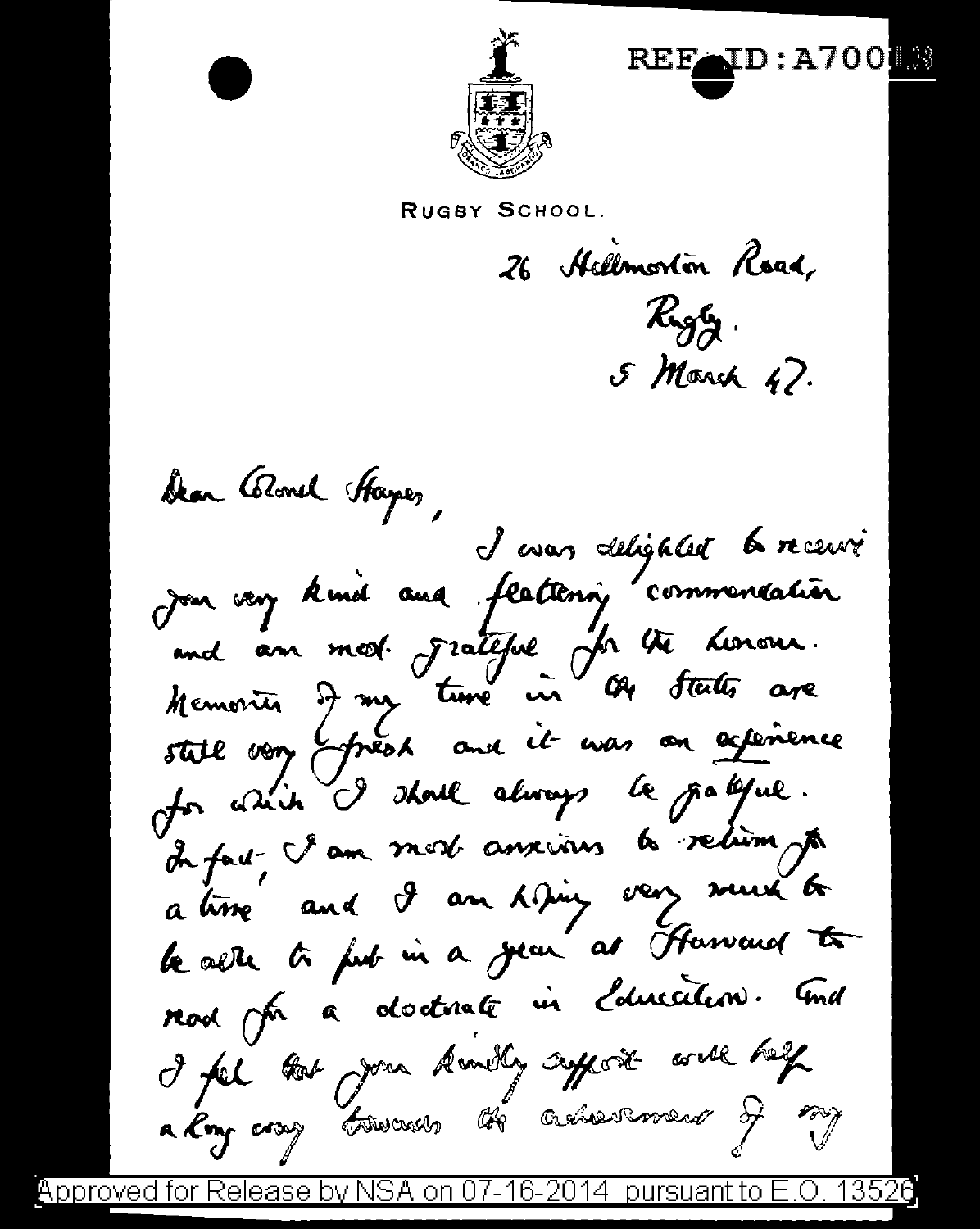REF ID:A70013

RUGBY SCHOOL.

26 Hillmorton Road,
Rugby.
5 March 47.

Dear Colonel Hayes,

I was delighted to receive your very kind and flattering commendation and am most grateful for the honour. Memories of my time in the States are still very fresh and it was an experience for which I shall always be grateful. In fact, I am most anxious to return for a time and I am hoping very much to be able to put in a year at Harvard to read for a doctorate in Education. And I feel that your kindly support will help a long way towards the achievement of my

Approved for Release by NSA on 07-16-2014 pursuant to E.O. 13526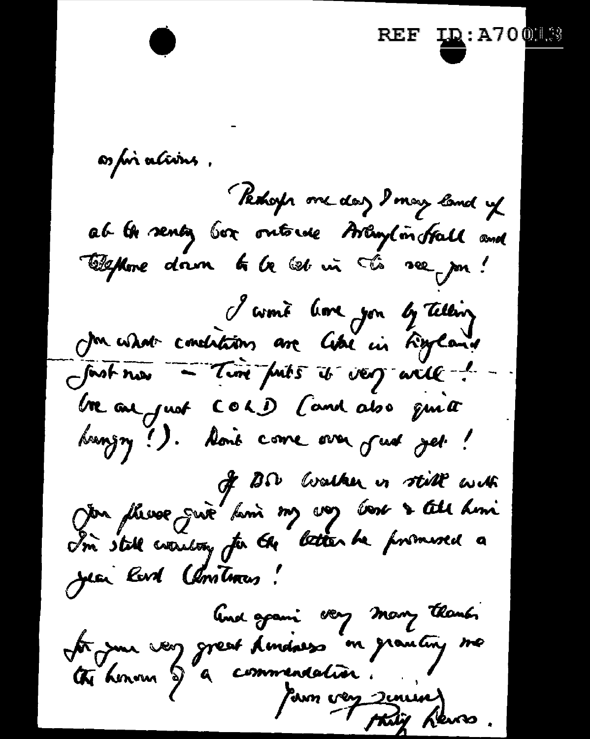aspirations.

Perhaps one day I may land up at the sentry box outside Arlington Hall and telephone down to be let in to see you!

I won't bore you by telling you what conditions are like in England just now – Time puts it very well! We are just COLD (and also quite hungry!). Don't come over just yet!

If DSr Walker is still with you please give him my very best & tell him I'm still waiting for the letter he promised a year last Christmas!

And again very many thanks for your very great kindness in granting me the honour of a commendation.

Yours very sincerely
Philip Lewis.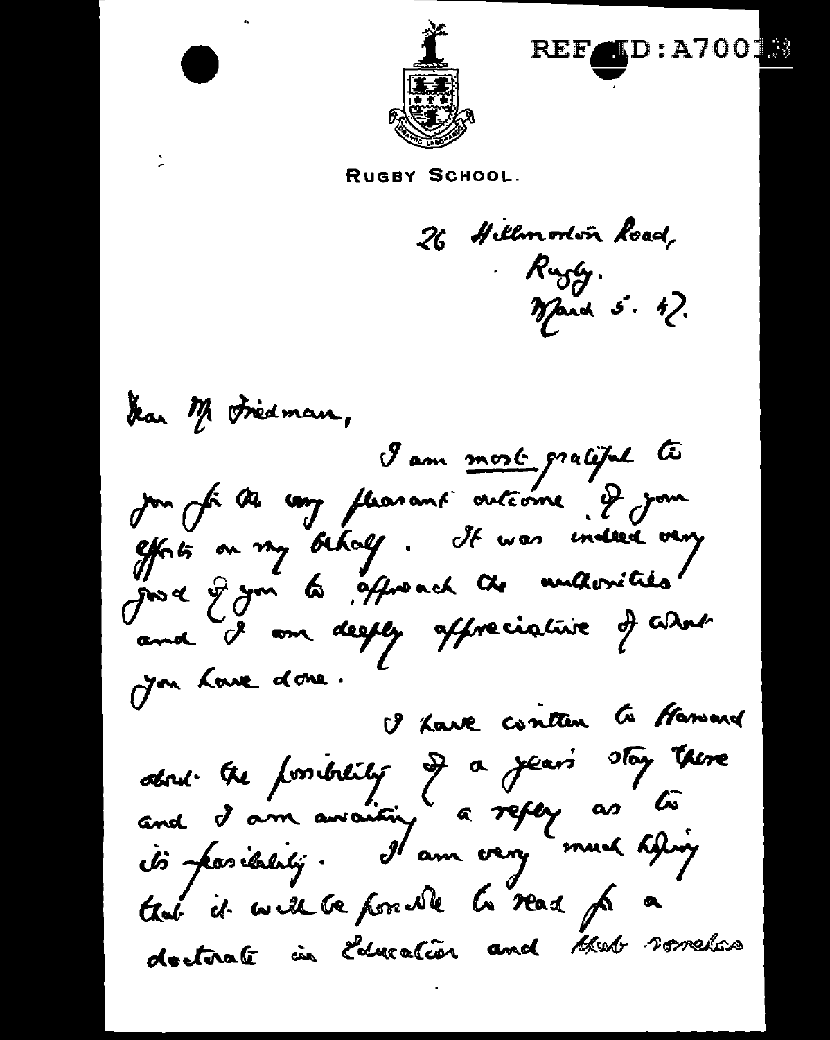REF ID:A70018

RUGBY SCHOOL.

26 Hillmorton Road,
Rugby.
March 5. 47.

Dear Mr Friedman,

I am most grateful to you for the very pleasant outcome of your efforts on my behalf. It was indeed very good of you to approach the authorities and I am deeply appreciative of what you have done.

I have written to Harvard about the possibility of a year's stay there and I am awaiting a reply as to its feasibility. I am very much hoping that it will be possible to read for a doctorate in Education and that somehow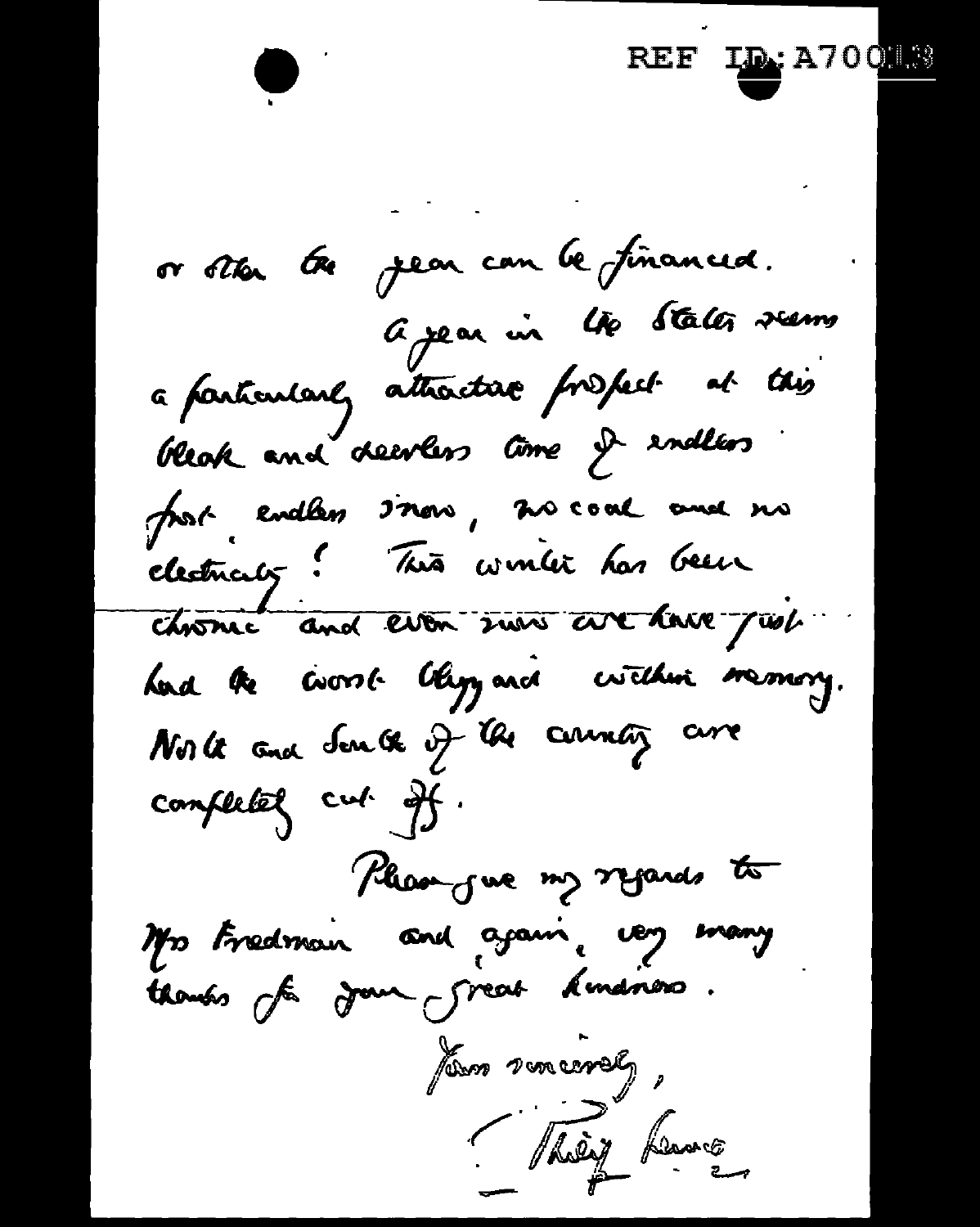or other the year can be financed.

A year in the States seems a particularly attractive prospect at this bleak and cheerless time of endless frost, endless snow, no coal and no electricity! This winter has been chronic and even sun we have just had the worst blizzard within memory. North and South of the country are completely cut off.

Please give my regards to Mrs Friedman and again, very many thanks for your great kindness.

Yours sincerely,

Philip Lance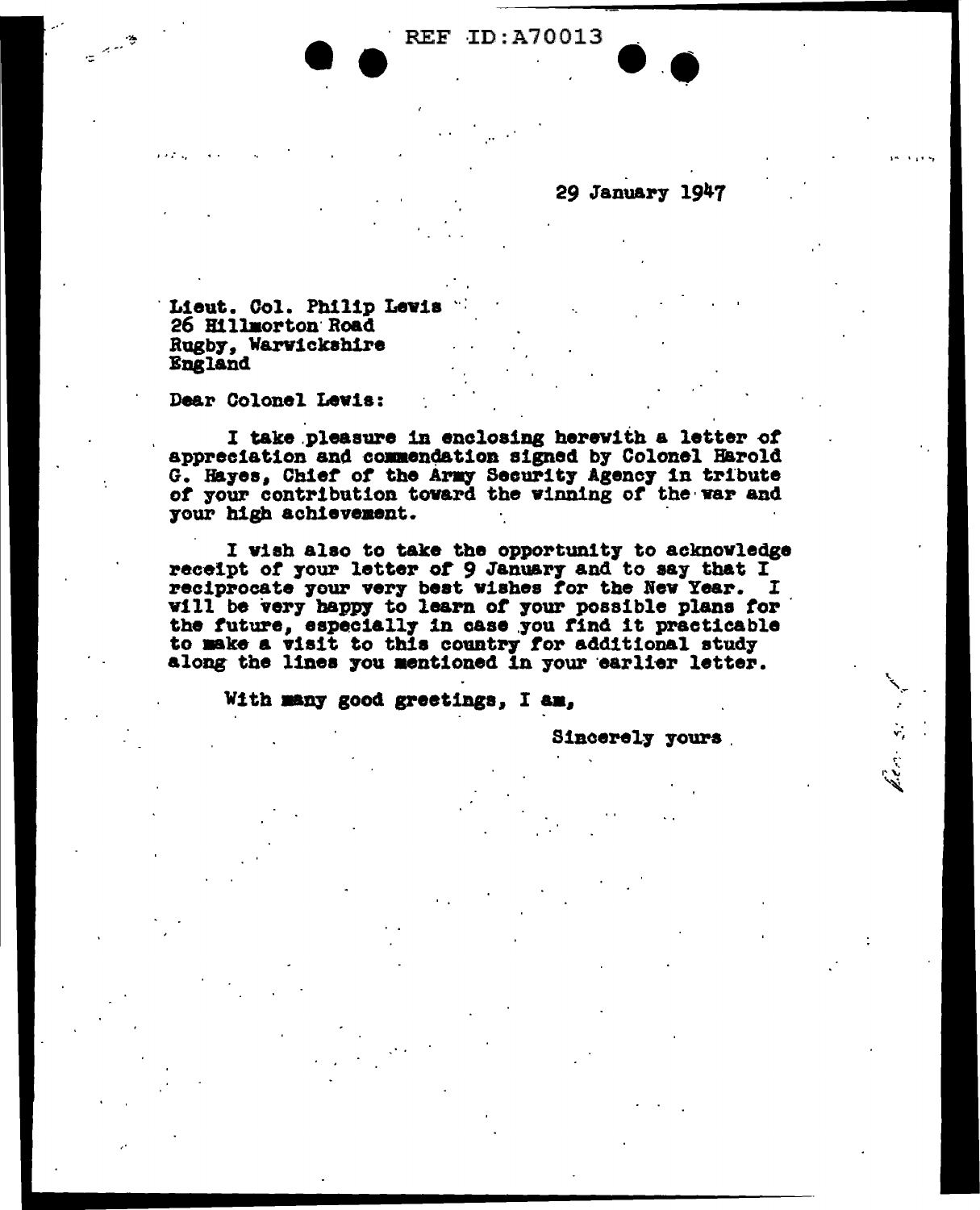REF ID:A70013

29 January 1947

Lieut. Col. Philip Lewis
26 Hillmorton Road
Rugby, Warwickshire
England

Dear Colonel Lewis:

I take pleasure in enclosing herewith a letter of appreciation and commendation signed by Colonel Harold G. Hayes, Chief of the Army Security Agency in tribute of your contribution toward the winning of the war and your high achievement.

I wish also to take the opportunity to acknowledge receipt of your letter of 9 January and to say that I reciprocate your very best wishes for the New Year. I will be very happy to learn of your possible plans for the future, especially in case you find it practicable to make a visit to this country for additional study along the lines you mentioned in your earlier letter.

With many good greetings, I am,

Sincerely yours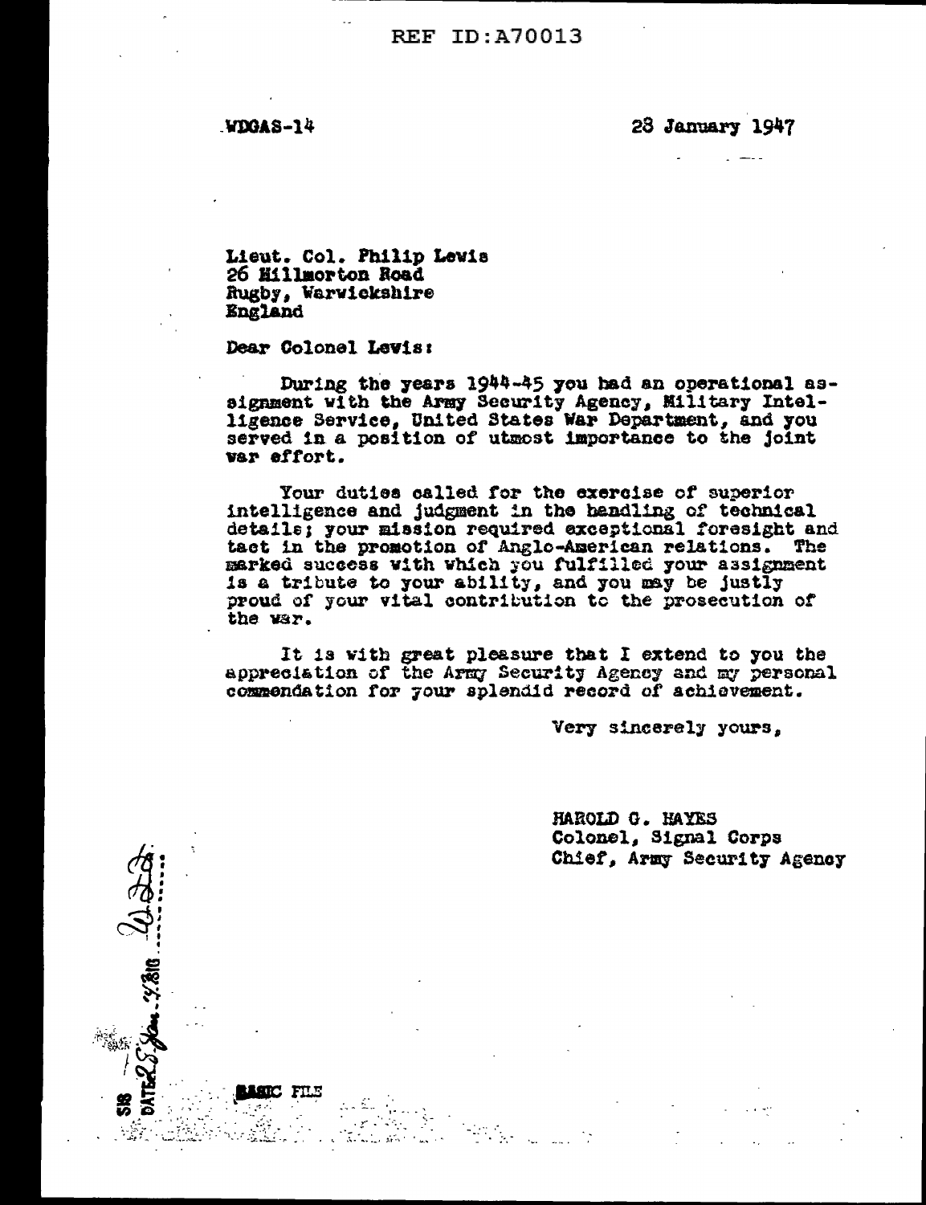REF ID:A70013

WDGAS-14

28 January 1947

Lieut. Col. Philip Lewis
26 Hillmorton Road
Rugby, Warwickshire
England

Dear Colonel Lewis:

During the years 1944-45 you had an operational assignment with the Army Security Agency, Military Intelligence Service, United States War Department, and you served in a position of utmost importance to the joint war effort.

Your duties called for the exercise of superior intelligence and judgment in the handling of technical details; your mission required exceptional foresight and tact in the promotion of Anglo-American relations. The marked success with which you fulfilled your assignment is a tribute to your ability, and you may be justly proud of your vital contribution to the prosecution of the war.

It is with great pleasure that I extend to you the appreciation of the Army Security Agency and my personal commendation for your splendid record of achievement.

Very sincerely yours,

HAROLD G. HAYES
Colonel, Signal Corps
Chief, Army Security Agency

SIS — DATE 28 Jan. 47 ... 2:10

BASIC FILE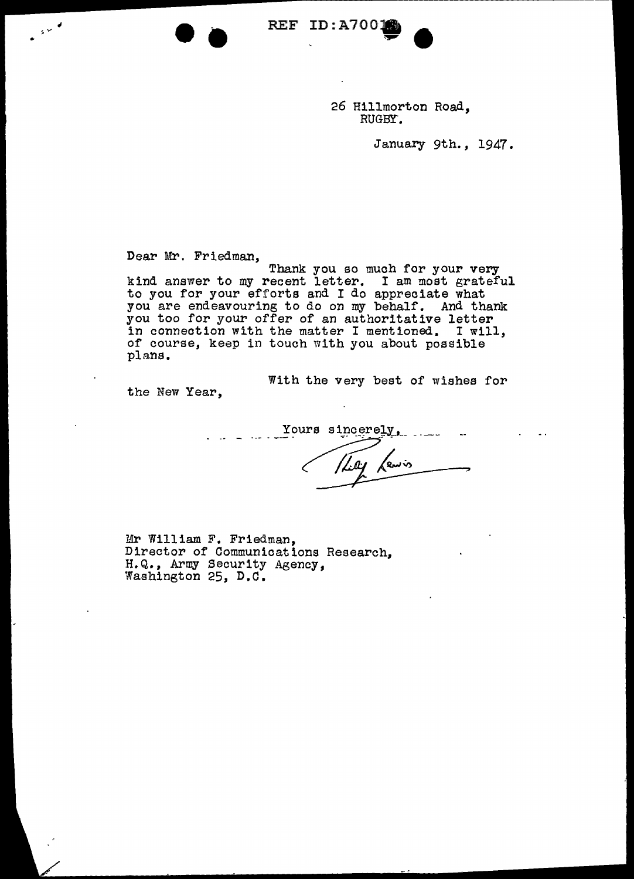REF ID:A70018

26 Hillmorton Road,
RUGBY.

January 9th., 1947.

Dear Mr. Friedman,

Thank you so much for your very kind answer to my recent letter. I am most grateful to you for your efforts and I do appreciate what you are endeavouring to do on my behalf. And thank you too for your offer of an authoritative letter in connection with the matter I mentioned. I will, of course, keep in touch with you about possible plans.

With the very best of wishes for the New Year,

Yours sincerely,

Lily Lewis

Mr William F. Friedman,
Director of Communications Research,
H.Q., Army Security Agency,
Washington 25, D.C.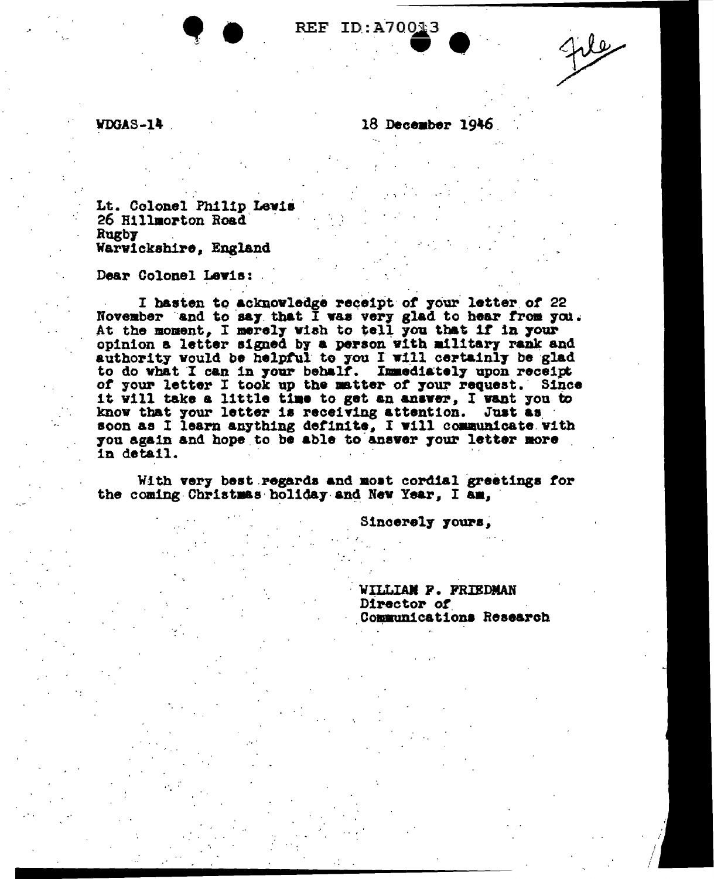REF ID:A70013

File

WDGAS-14

18 December 1946

Lt. Colonel Philip Lewis
26 Hillmorton Road
Rugby
Warwickshire, England

Dear Colonel Lewis:

I hasten to acknowledge receipt of your letter of 22 November and to say that I was very glad to hear from you. At the moment, I merely wish to tell you that if in your opinion a letter signed by a person with military rank and authority would be helpful to you I will certainly be glad to do what I can in your behalf. Immediately upon receipt of your letter I took up the matter of your request. Since it will take a little time to get an answer, I want you to know that your letter is receiving attention. Just as soon as I learn anything definite, I will communicate with you again and hope to be able to answer your letter more in detail.

With very best regards and most cordial greetings for the coming Christmas holiday and New Year, I am,

Sincerely yours,

WILLIAM F. FRIEDMAN
Director of
Communications Research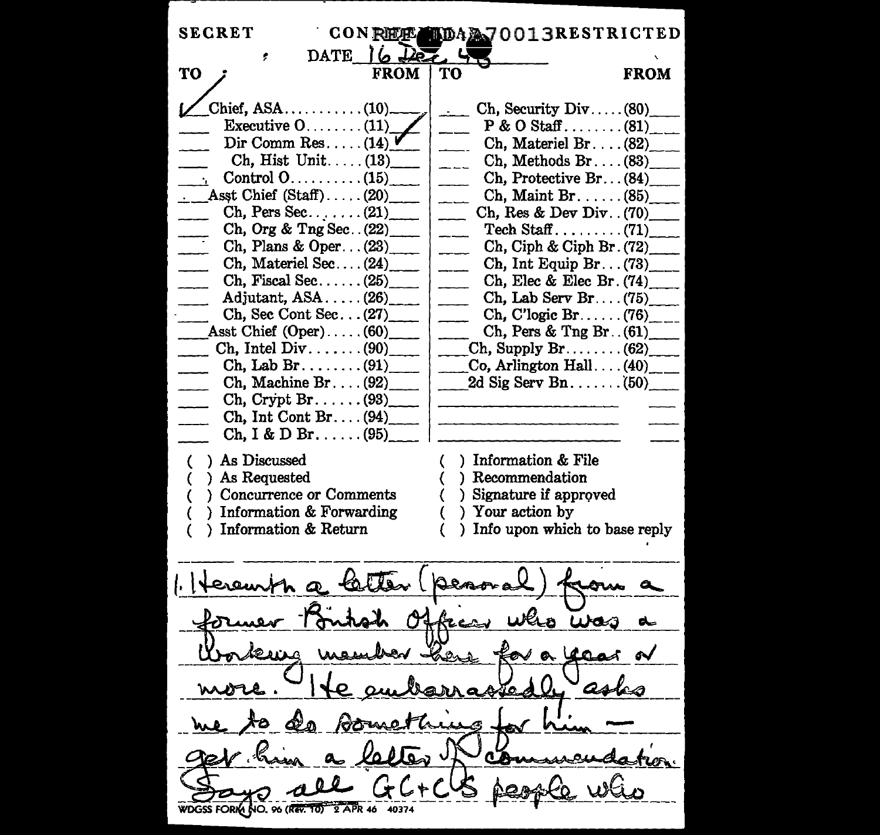SECRET CONFIDENTIAL A70013 RESTRICTED

DATE 16 Dec 46

| TO | | FROM | TO | | FROM |
|---|---|---|---|---|---|
| ✓ | Chief, ASA . . . . . . . . . . . (10) | | | Ch, Security Div . . . . . (80) | |
| | Executive O . . . . . . . . (11) | ✓ | | P & O Staff . . . . . . . . (81) | |
| | Dir Comm Res . . . . . (14) | ✓ | | Ch, Materiel Br . . . . (82) | |
| | Ch, Hist Unit . . . . . (13) | | | Ch, Methods Br . . . . (83) | |
| | Control O . . . . . . . . . . (15) | | | Ch, Protective Br . . . (84) | |
| | Asst Chief (Staff) . . . . . (20) | | | Ch, Maint Br . . . . . . (85) | |
| | Ch, Pers Sec . . . . . . . (21) | | | Ch, Res & Dev Div . . (70) | |
| | Ch, Org & Tng Sec . . (22) | | | Tech Staff . . . . . . . . . (71) | |
| | Ch, Plans & Oper . . . (23) | | | Ch, Ciph & Ciph Br . (72) | |
| | Ch, Materiel Sec . . . . (24) | | | Ch, Int Equip Br . . . (73) | |
| | Ch, Fiscal Sec . . . . . . (25) | | | Ch, Elec & Elec Br . (74) | |
| | Adjutant, ASA . . . . . (26) | | | Ch, Lab Serv Br . . . . (75) | |
| | Ch, Sec Cont Sec . . . (27) | | | Ch, C'logic Br . . . . . . (76) | |
| | Asst Chief (Oper) . . . . . (60) | | | Ch, Pers & Tng Br . . (61) | |
| | Ch, Intel Div . . . . . . . (90) | | | Ch, Supply Br . . . . . . . . (62) | |
| | Ch, Lab Br . . . . . . . . (91) | | | Co, Arlington Hall . . . . (40) | |
| | Ch, Machine Br . . . . (92) | | | 2d Sig Serv Bn . . . . . . . (50) | |
| | Ch, Crypt Br . . . . . . (93) | | | | |
| | Ch, Int Cont Br . . . . (94) | | | | |
| | Ch, I & D Br . . . . . . (95) | | | | |

( ) As Discussed
( ) As Requested
( ) Concurrence or Comments
( ) Information & Forwarding
( ) Information & Return
( ) Information & File
( ) Recommendation
( ) Signature if approved
( ) Your action by
( ) Info upon which to base reply

1. Herewith a letter (personal) from a former British Officer who was a working member here for a year or more. He embarrassedly asks me to do something for him — get him a letter of commendation. Says all GC+CS people who

WDGSS FORM NO. 96 (Rev. 10) 2 APR 46 40374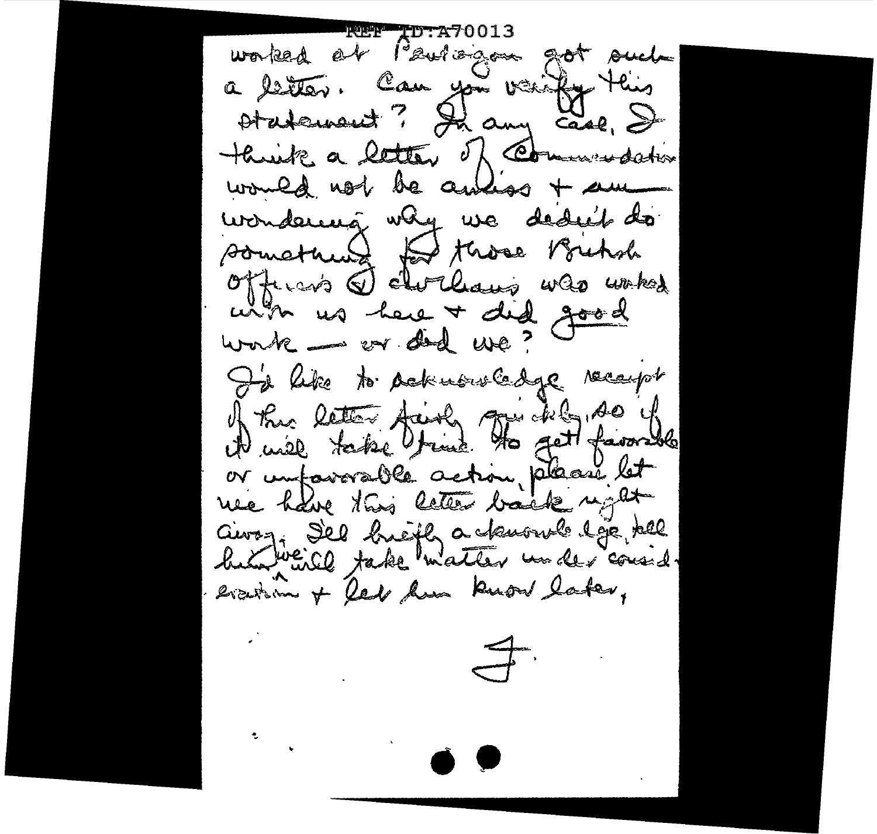REF ID:A70013

worked at Pentagon got such a letter. Can you verify this statement? In any case, I think a letter of commendation would not be amiss + am wondering why we didn't do something for those British officers & civilians who worked with us here + did good work — or did we?

I'd like to acknowledge receipt of this letter fairly quickly, so if it will take time to get favorable or unfavorable action, please let me have this letter back right away. I'll briefly acknowledge, tell him we will take matter under consideration + let him know later.

F.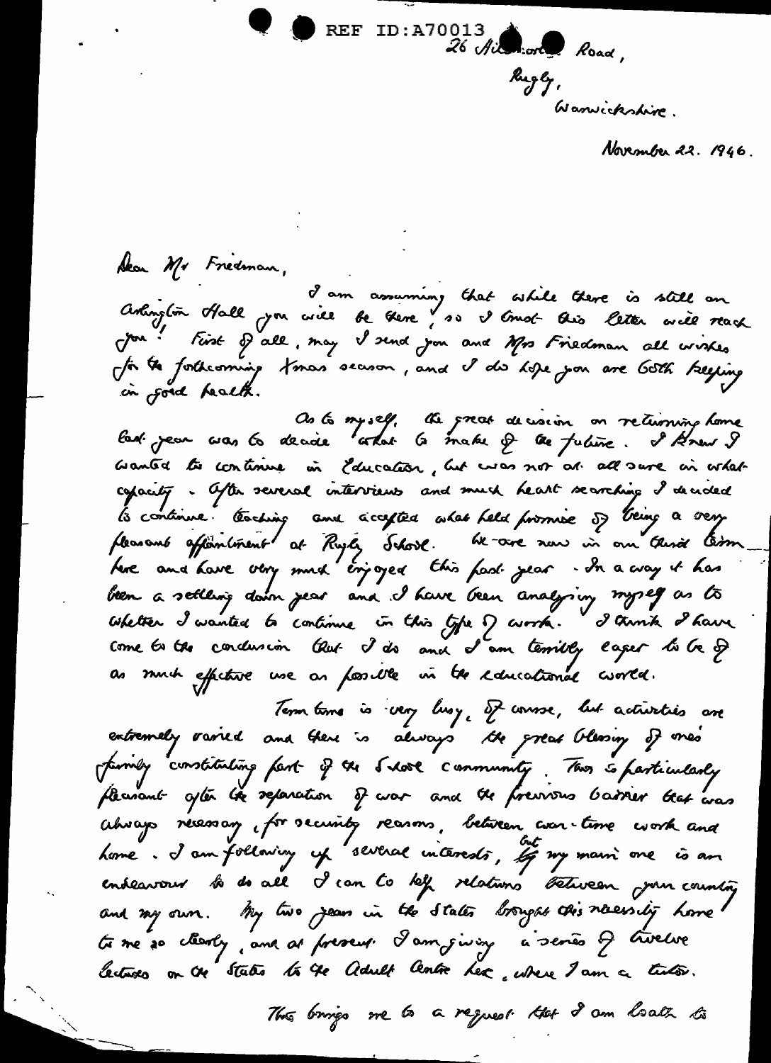REF ID:A70013

26 Hillmorton Road,
Rugby,
Warwickshire.

November 22. 1946.

Dear Mr Friedman,

I am assuming that while there is still an Arlington Hall you will be there, so I trust this letter will reach you! First of all, may I send you and Mrs Friedman all wishes for the forthcoming Xmas season, and I do hope you are both keeping in good health.

As to myself, the great decision on returning home last year was to decide what to make of the future. I knew I wanted to continue in Education, but was not at all sure in what capacity. After several interviews and much heart searching I decided to continue teaching and accepted what held promise of being a very pleasant appointment at Rugby School. We are now in our third term here and have very much enjoyed this past year. In a way it has been a settling down year and I have been analysing myself as to whether I wanted to continue in this type of work. I think I have come to the conclusion that I do and I am terribly eager to be of as much effective use as possible in the educational world.

Term time is very busy, of course, but activities are extremely varied and there is always the great blessing of one's family constituting part of the School community. This is particularly pleasant after the separation of war and the previous barrier that was always necessary, for security reasons, between war-time work and home. I am following up several interests, but by my main one is an endeavour to do all I can to help relations between your country and my own. My two years in the States brought this necessity home to me so clearly, and at present I am giving a series of twelve lectures on the States to the Adult Centre here, where I am a tutor.

This brings me to a request that I am loath to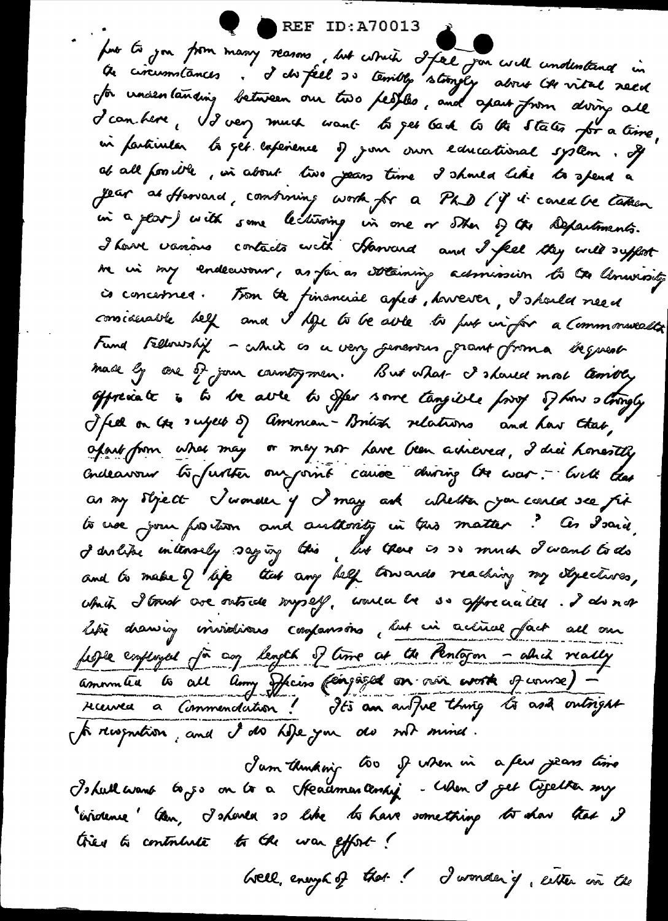put to you from many reasons, but which I feel you will understand in the circumstances. I do feel so terribly strongly about the vital need for understanding between our two peoples, and apart from doing all I can here, I very much want to get back to the States for a time, in particular to get experience of your own educational system. If at all possible, in about two years time I should like to spend a year at Harvard, combining work for a PhD (if it could be taken in a year) with some lecturing in one or other of the Departments. I have various contacts with Harvard and I feel they will support me in my endeavour, as far as obtaining admission to the University is concerned. From the financial aspect, however, I should need considerable help and I hope to be able to put in for a Commonwealth Fund Fellowship – which is a very generous grant from a bequest made by one of your countrymen. But what I should most terribly appreciate is to be able to offer some tangible proof of how strongly I feel on the subject of American-British relations and how that, apart from what may or may not have been achieved, I did honestly endeavour to further our joint cause during the war. With that as my object I wonder if I may ask whether you could see fit to use your position and authority in this matter? As I said, I dislike intensely saying this, but there is so much I want to do and to make of life that any help towards reaching my objectives, which I trust are outside myself, would be so appreciated. I do not like drawing invidious comparisons, but in actual fact all our people employed for any length of time at the Pentagon – which really amounted to all Army Officers (engaged on our work of course) – received a Commendation! It's an awful thing to ask outright for recognition, and I do hope you do not mind.

I am thinking too of when in a few years time I shall want to go on to a Headmastership – when I get together my 'evidence' then, I should so like to have something to show that I tried to contribute to the war effort!

Well, enough of that! I wonder if, either in the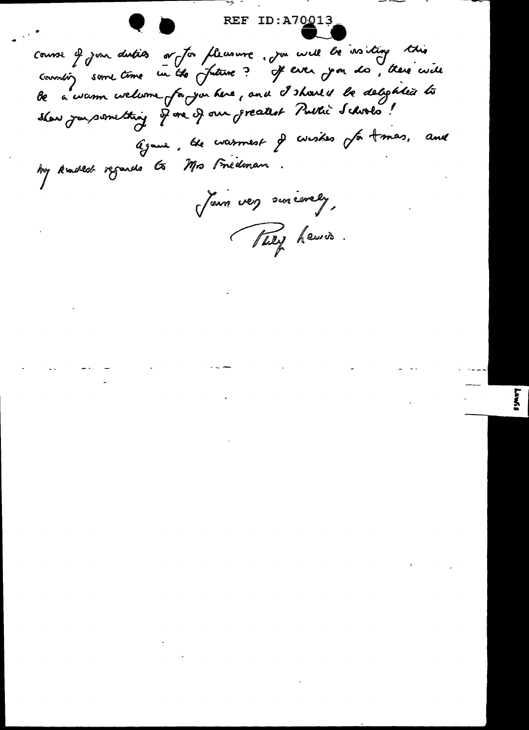course of your duties or for pleasure, you will be visiting this country some time in the future? If ever you do, there will be a warm welcome for you here, and I should be delighted to show you something of one of our greatest Public Schools!

Again, the warmest of wishes for Xmas, and my kindest regards to Mrs Friedman.

Yours very sincerely,

Philip Lewis.